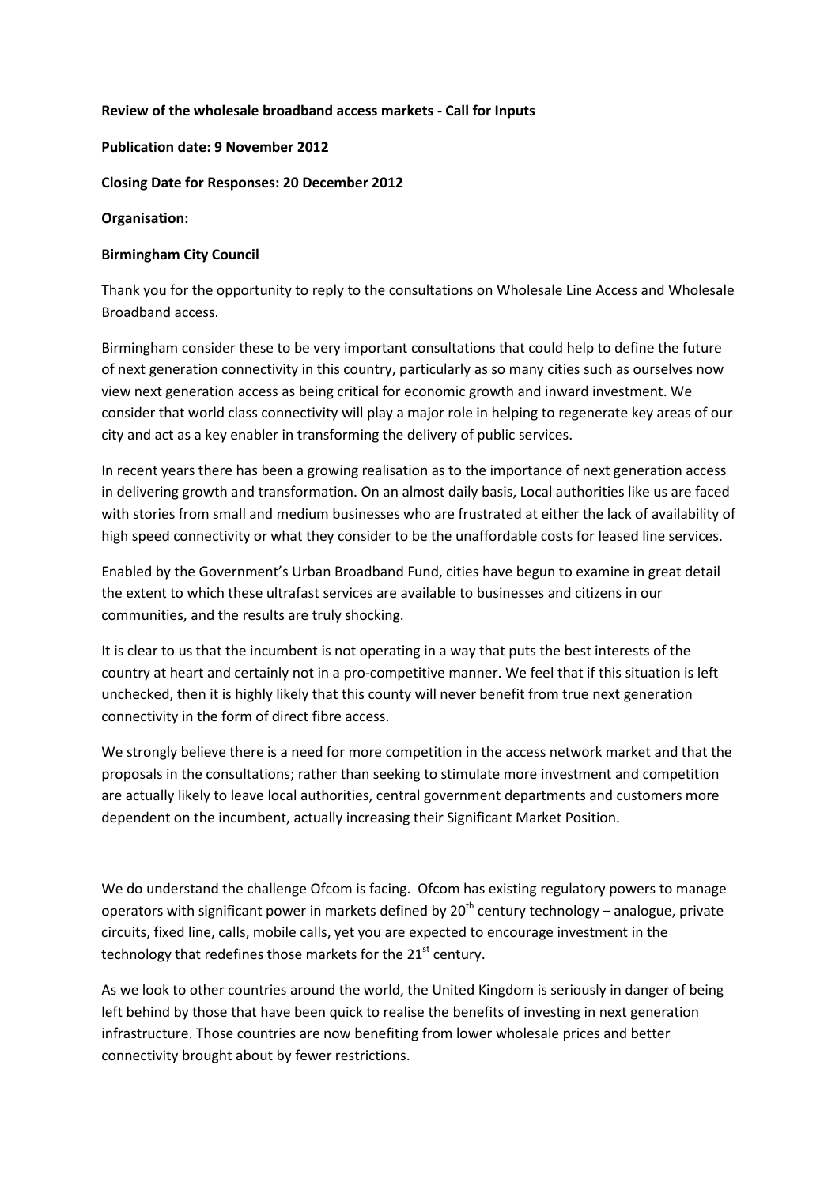**Review of the wholesale broadband access markets - Call for Inputs**

**Publication date: 9 November 2012**

**Closing Date for Responses: 20 December 2012**

**Organisation:**

**Birmingham City Council**

Thank you for the opportunity to reply to the consultations on Wholesale Line Access and Wholesale Broadband access.

Birmingham consider these to be very important consultations that could help to define the future of next generation connectivity in this country, particularly as so many cities such as ourselves now view next generation access as being critical for economic growth and inward investment. We consider that world class connectivity will play a major role in helping to regenerate key areas of our city and act as a key enabler in transforming the delivery of public services.

In recent years there has been a growing realisation as to the importance of next generation access in delivering growth and transformation. On an almost daily basis, Local authorities like us are faced with stories from small and medium businesses who are frustrated at either the lack of availability of high speed connectivity or what they consider to be the unaffordable costs for leased line services.

Enabled by the Government's Urban Broadband Fund, cities have begun to examine in great detail the extent to which these ultrafast services are available to businesses and citizens in our communities, and the results are truly shocking.

It is clear to us that the incumbent is not operating in a way that puts the best interests of the country at heart and certainly not in a pro-competitive manner. We feel that if this situation is left unchecked, then it is highly likely that this county will never benefit from true next generation connectivity in the form of direct fibre access.

We strongly believe there is a need for more competition in the access network market and that the proposals in the consultations; rather than seeking to stimulate more investment and competition are actually likely to leave local authorities, central government departments and customers more dependent on the incumbent, actually increasing their Significant Market Position.

We do understand the challenge Ofcom is facing. Ofcom has existing regulatory powers to manage operators with significant power in markets defined by 20th century technology – analogue, private circuits, fixed line, calls, mobile calls, yet you are expected to encourage investment in the technology that redefines those markets for the 21st century.

As we look to other countries around the world, the United Kingdom is seriously in danger of being left behind by those that have been quick to realise the benefits of investing in next generation infrastructure. Those countries are now benefiting from lower wholesale prices and better connectivity brought about by fewer restrictions.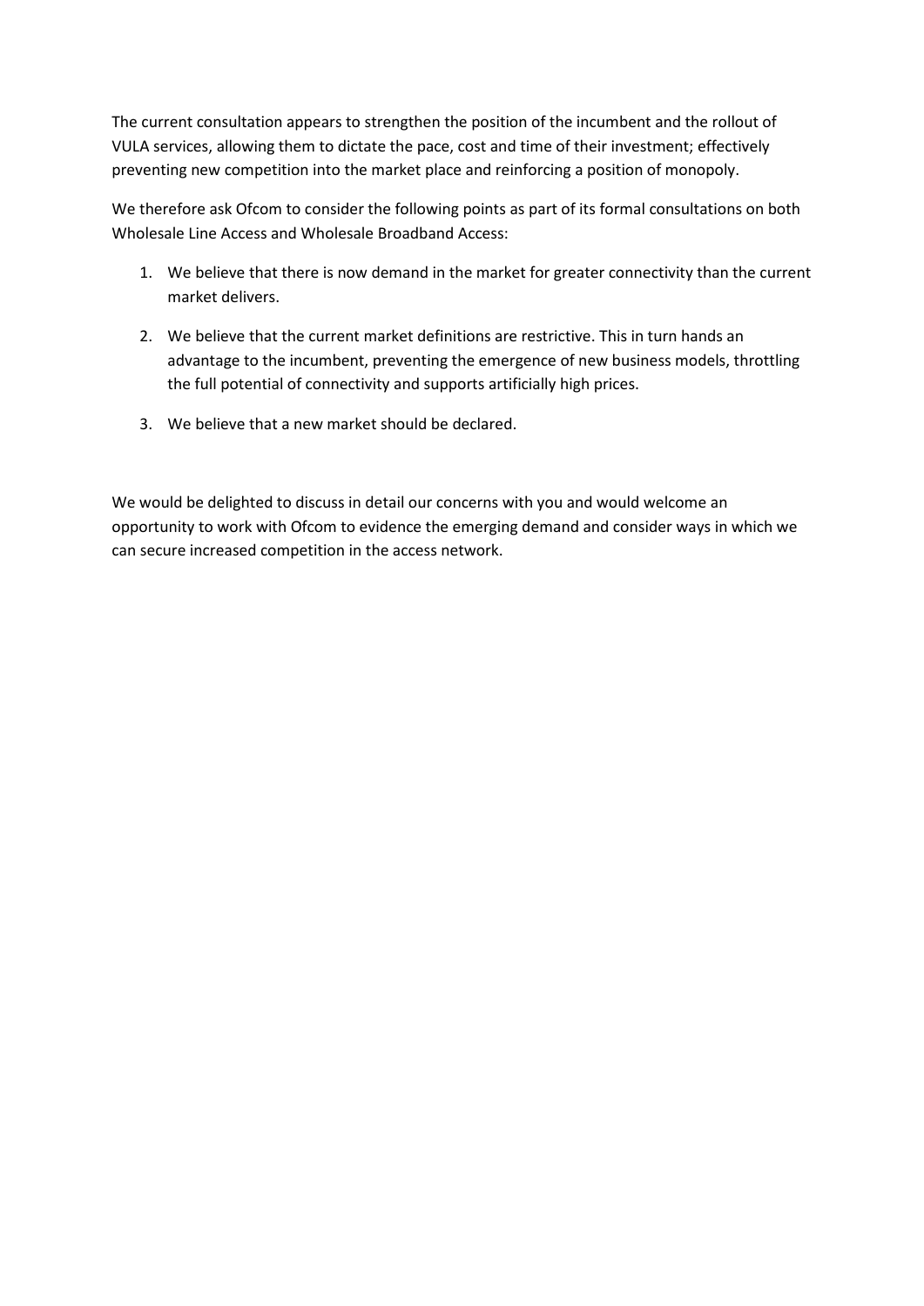The current consultation appears to strengthen the position of the incumbent and the rollout of VULA services, allowing them to dictate the pace, cost and time of their investment; effectively preventing new competition into the market place and reinforcing a position of monopoly.

We therefore ask Ofcom to consider the following points as part of its formal consultations on both Wholesale Line Access and Wholesale Broadband Access:

1. We believe that there is now demand in the market for greater connectivity than the current market delivers.
2. We believe that the current market definitions are restrictive. This in turn hands an advantage to the incumbent, preventing the emergence of new business models, throttling the full potential of connectivity and supports artificially high prices.
3. We believe that a new market should be declared.

We would be delighted to discuss in detail our concerns with you and would welcome an opportunity to work with Ofcom to evidence the emerging demand and consider ways in which we can secure increased competition in the access network.